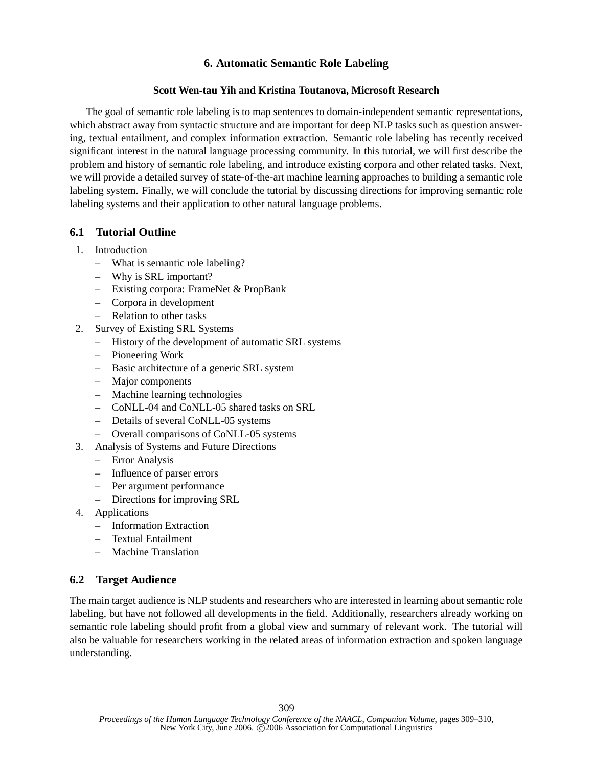# 6. Automatic Semantic Role Labeling

**Scott Wen-tau Yih and Kristina Toutanova, Microsoft Research**

The goal of semantic role labeling is to map sentences to domain-independent semantic representations, which abstract away from syntactic structure and are important for deep NLP tasks such as question answering, textual entailment, and complex information extraction. Semantic role labeling has recently received significant interest in the natural language processing community. In this tutorial, we will first describe the problem and history of semantic role labeling, and introduce existing corpora and other related tasks. Next, we will provide a detailed survey of state-of-the-art machine learning approaches to building a semantic role labeling system. Finally, we will conclude the tutorial by discussing directions for improving semantic role labeling systems and their application to other natural language problems.

## 6.1 Tutorial Outline

1. Introduction
   - What is semantic role labeling?
   - Why is SRL important?
   - Existing corpora: FrameNet & PropBank
   - Corpora in development
   - Relation to other tasks
2. Survey of Existing SRL Systems
   - History of the development of automatic SRL systems
   - Pioneering Work
   - Basic architecture of a generic SRL system
   - Major components
   - Machine learning technologies
   - CoNLL-04 and CoNLL-05 shared tasks on SRL
   - Details of several CoNLL-05 systems
   - Overall comparisons of CoNLL-05 systems
3. Analysis of Systems and Future Directions
   - Error Analysis
   - Influence of parser errors
   - Per argument performance
   - Directions for improving SRL
4. Applications
   - Information Extraction
   - Textual Entailment
   - Machine Translation

## 6.2 Target Audience

The main target audience is NLP students and researchers who are interested in learning about semantic role labeling, but have not followed all developments in the field. Additionally, researchers already working on semantic role labeling should profit from a global view and summary of relevant work. The tutorial will also be valuable for researchers working in the related areas of information extraction and spoken language understanding.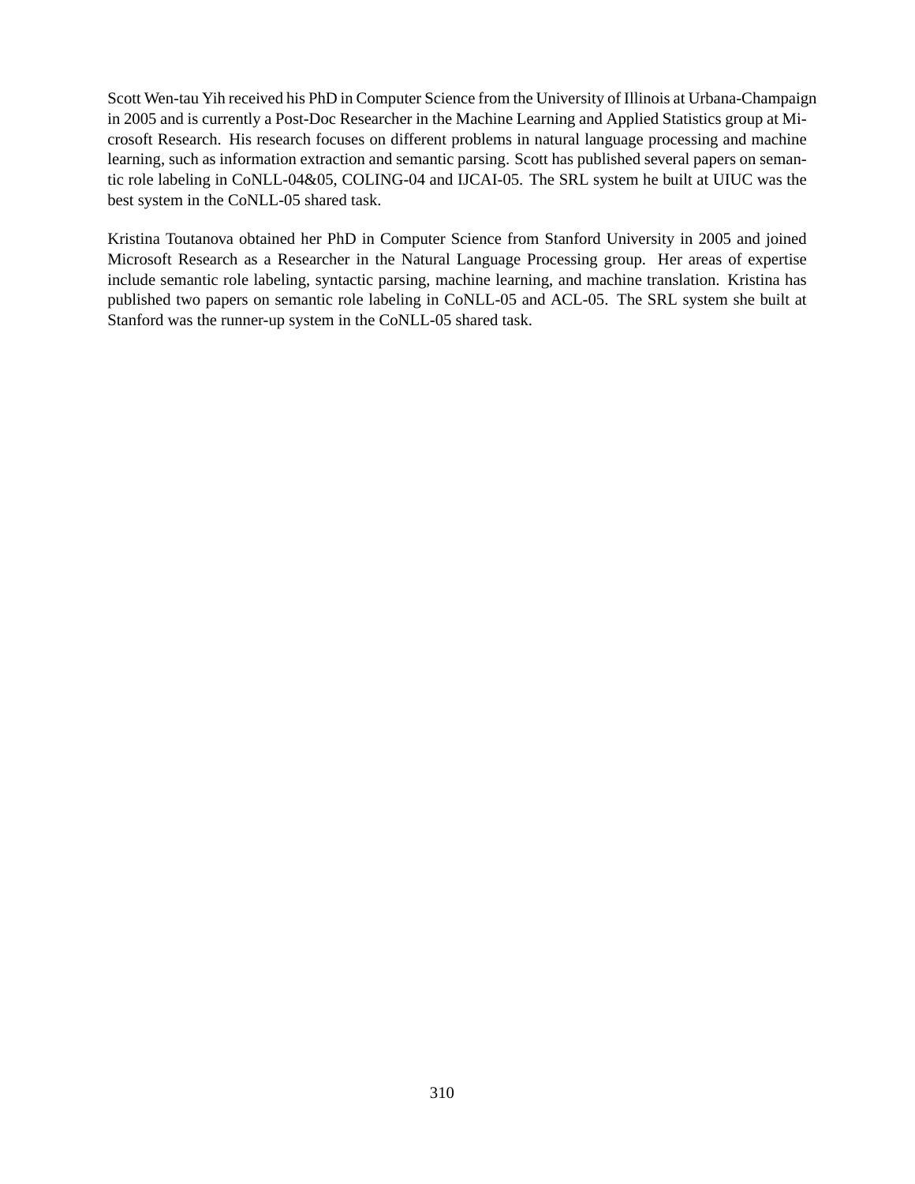Scott Wen-tau Yih received his PhD in Computer Science from the University of Illinois at Urbana-Champaign in 2005 and is currently a Post-Doc Researcher in the Machine Learning and Applied Statistics group at Microsoft Research. His research focuses on different problems in natural language processing and machine learning, such as information extraction and semantic parsing. Scott has published several papers on semantic role labeling in CoNLL-04&05, COLING-04 and IJCAI-05. The SRL system he built at UIUC was the best system in the CoNLL-05 shared task.

Kristina Toutanova obtained her PhD in Computer Science from Stanford University in 2005 and joined Microsoft Research as a Researcher in the Natural Language Processing group. Her areas of expertise include semantic role labeling, syntactic parsing, machine learning, and machine translation. Kristina has published two papers on semantic role labeling in CoNLL-05 and ACL-05. The SRL system she built at Stanford was the runner-up system in the CoNLL-05 shared task.